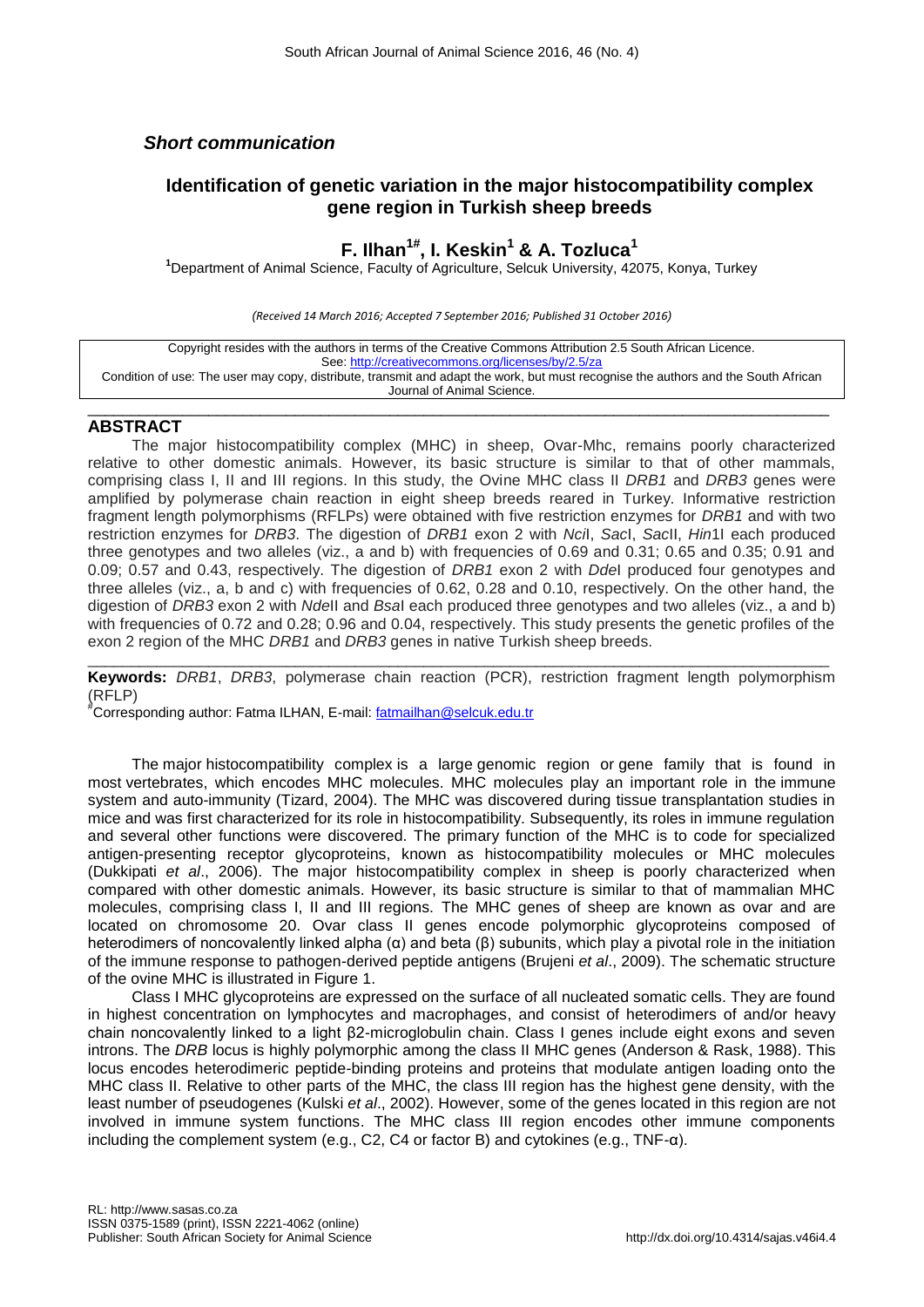*Short communication*

# Identification of genetic variation in the major histocompatibility complex gene region in Turkish sheep breeds

## F. Ilhan[1#], I. Keskin[1] & A. Tozluca[1]

[1]Department of Animal Science, Faculty of Agriculture, Selcuk University, 42075, Konya, Turkey

*(Received 14 March 2016; Accepted 7 September 2016; Published 31 October 2016)*

Copyright resides with the authors in terms of the Creative Commons Attribution 2.5 South African Licence.
See: http://creativecommons.org/licenses/by/2.5/za
Condition of use: The user may copy, distribute, transmit and adapt the work, but must recognise the authors and the South African Journal of Animal Science.

## ABSTRACT

The major histocompatibility complex (MHC) in sheep, Ovar-Mhc, remains poorly characterized relative to other domestic animals. However, its basic structure is similar to that of other mammals, comprising class I, II and III regions. In this study, the Ovine MHC class II *DRB1* and *DRB3* genes were amplified by polymerase chain reaction in eight sheep breeds reared in Turkey. Informative restriction fragment length polymorphisms (RFLPs) were obtained with five restriction enzymes for *DRB1* and with two restriction enzymes for *DRB3*. The digestion of *DRB1* exon 2 with *Nci*I, *Sac*I, *Sac*II, *Hin*1I each produced three genotypes and two alleles (viz., a and b) with frequencies of 0.69 and 0.31; 0.65 and 0.35; 0.91 and 0.09; 0.57 and 0.43, respectively. The digestion of *DRB1* exon 2 with *Dde*I produced four genotypes and three alleles (viz., a, b and c) with frequencies of 0.62, 0.28 and 0.10, respectively. On the other hand, the digestion of *DRB3* exon 2 with *Nde*II and *Bsa*I each produced three genotypes and two alleles (viz., a and b) with frequencies of 0.72 and 0.28; 0.96 and 0.04, respectively. This study presents the genetic profiles of the exon 2 region of the MHC *DRB1* and *DRB3* genes in native Turkish sheep breeds.

**Keywords:** *DRB1*, *DRB3*, polymerase chain reaction (PCR), restriction fragment length polymorphism (RFLP)

[#]Corresponding author: Fatma ILHAN, E-mail: fatmailhan@selcuk.edu.tr

The major histocompatibility complex is a large genomic region or gene family that is found in most vertebrates, which encodes MHC molecules. MHC molecules play an important role in the immune system and auto-immunity (Tizard, 2004). The MHC was discovered during tissue transplantation studies in mice and was first characterized for its role in histocompatibility. Subsequently, its roles in immune regulation and several other functions were discovered. The primary function of the MHC is to code for specialized antigen-presenting receptor glycoproteins, known as histocompatibility molecules or MHC molecules (Dukkipati *et al*., 2006). The major histocompatibility complex in sheep is poorly characterized when compared with other domestic animals. However, its basic structure is similar to that of mammalian MHC molecules, comprising class I, II and III regions. The MHC genes of sheep are known as ovar and are located on chromosome 20. Ovar class II genes encode polymorphic glycoproteins composed of heterodimers of noncovalently linked alpha (α) and beta (β) subunits, which play a pivotal role in the initiation of the immune response to pathogen-derived peptide antigens (Brujeni *et al*., 2009). The schematic structure of the ovine MHC is illustrated in Figure 1.

Class I MHC glycoproteins are expressed on the surface of all nucleated somatic cells. They are found in highest concentration on lymphocytes and macrophages, and consist of heterodimers of and/or heavy chain noncovalently linked to a light β2-microglobulin chain. Class I genes include eight exons and seven introns. The *DRB* locus is highly polymorphic among the class II MHC genes (Anderson & Rask, 1988). This locus encodes heterodimeric peptide-binding proteins and proteins that modulate antigen loading onto the MHC class II. Relative to other parts of the MHC, the class III region has the highest gene density, with the least number of pseudogenes (Kulski *et al*., 2002). However, some of the genes located in this region are not involved in immune system functions. The MHC class III region encodes other immune components including the complement system (e.g., C2, C4 or factor B) and cytokines (e.g., TNF-α).

RL: http://www.sasas.co.za
ISSN 0375-1589 (print), ISSN 2221-4062 (online)
Publisher: South African Society for Animal Science http://dx.doi.org/10.4314/sajas.v46i4.4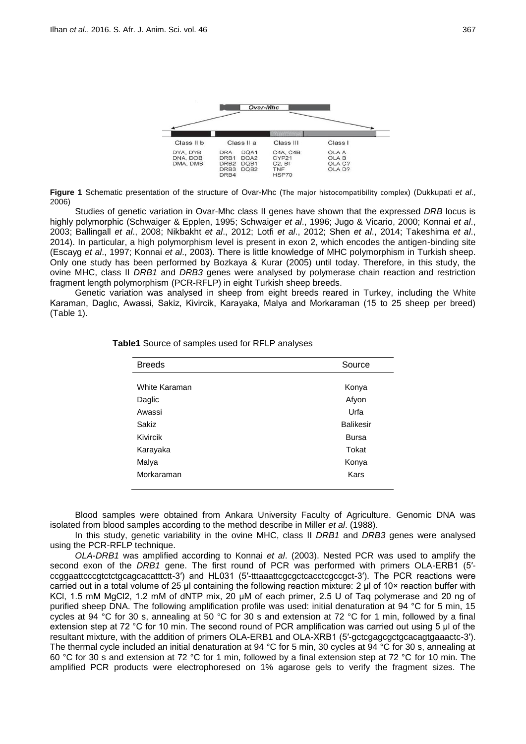Ovar-Mhc

| Class II b | Class II a | Class III | Class I |
|---|---|---|---|
| DYA, DYB | DRA DQA1 | C4A, C4B | OLA A |
| DNA, DOB | DRB1 DQA2 | CYP21 | OLA B |
| DMA, DMB | DRB2 DQB1 | C2, Bf | OLA C? |
| | DRB3 DQB2 | TNF | OLA D? |
| | DRB4 | HSP70 | |

**Figure 1** Schematic presentation of the structure of Ovar-Mhc (The major histocompatibility complex) (Dukkupati *et al*., 2006)

Studies of genetic variation in Ovar-Mhc class II genes have shown that the expressed *DRB* locus is highly polymorphic (Schwaiger & Epplen, 1995; Schwaiger *et al*., 1996; Jugo & Vicario, 2000; Konnai *et al*., 2003; Ballingall *et al*., 2008; Nikbakht *et al*., 2012; Lotfi *et al*., 2012; Shen *et al*., 2014; Takeshima *et al*., 2014). In particular, a high polymorphism level is present in exon 2, which encodes the antigen-binding site (Escayg *et al*., 1997; Konnai *et al*., 2003). There is little knowledge of MHC polymorphism in Turkish sheep. Only one study has been performed by Bozkaya & Kurar (2005) until today. Therefore, in this study, the ovine MHC, class II *DRB1* and *DRB3* genes were analysed by polymerase chain reaction and restriction fragment length polymorphism (PCR-RFLP) in eight Turkish sheep breeds.

Genetic variation was analysed in sheep from eight breeds reared in Turkey, including the White Karaman, Daglıc, Awassi, Sakiz, Kivircik, Karayaka, Malya and Morkaraman (15 to 25 sheep per breed) (Table 1).

**Table1** Source of samples used for RFLP analyses

| Breeds | Source |
|---|---|
| White Karaman | Konya |
| Daglic | Afyon |
| Awassi | Urfa |
| Sakiz | Balikesir |
| Kivircik | Bursa |
| Karayaka | Tokat |
| Malya | Konya |
| Morkaraman | Kars |

Blood samples were obtained from Ankara University Faculty of Agriculture. Genomic DNA was isolated from blood samples according to the method describe in Miller *et al*. (1988).

In this study, genetic variability in the ovine MHC, class II *DRB1* and *DRB3* genes were analysed using the PCR-RFLP technique.

*OLA-DRB1* was amplified according to Konnai *et al*. (2003). Nested PCR was used to amplify the second exon of the *DRB1* gene. The first round of PCR was performed with primers OLA-ERB1 (5′-ccggaattcccgtctctgcagcacatttctt-3′) and HL031 (5′-tttaaattcgcgctcacctcgccgct-3′). The PCR reactions were carried out in a total volume of 25 µl containing the following reaction mixture: 2 µl of 10× reaction buffer with KCl, 1.5 mM $MgCl_2$, 1.2 mM of dNTP mix, 20 µM of each primer, 2.5 U of Taq polymerase and 20 ng of purified sheep DNA. The following amplification profile was used: initial denaturation at 94 °C for 5 min, 15 cycles at 94 °C for 30 s, annealing at 50 °C for 30 s and extension at 72 °C for 1 min, followed by a final extension step at 72 °C for 10 min. The second round of PCR amplification was carried out using 5 µl of the resultant mixture, with the addition of primers OLA-ERB1 and OLA-XRB1 (5′-gctcgagcgctgcacagtgaaactc-3′). The thermal cycle included an initial denaturation at 94 °C for 5 min, 30 cycles at 94 °C for 30 s, annealing at 60 °C for 30 s and extension at 72 °C for 1 min, followed by a final extension step at 72 °C for 10 min. The amplified PCR products were electrophoresed on 1% agarose gels to verify the fragment sizes. The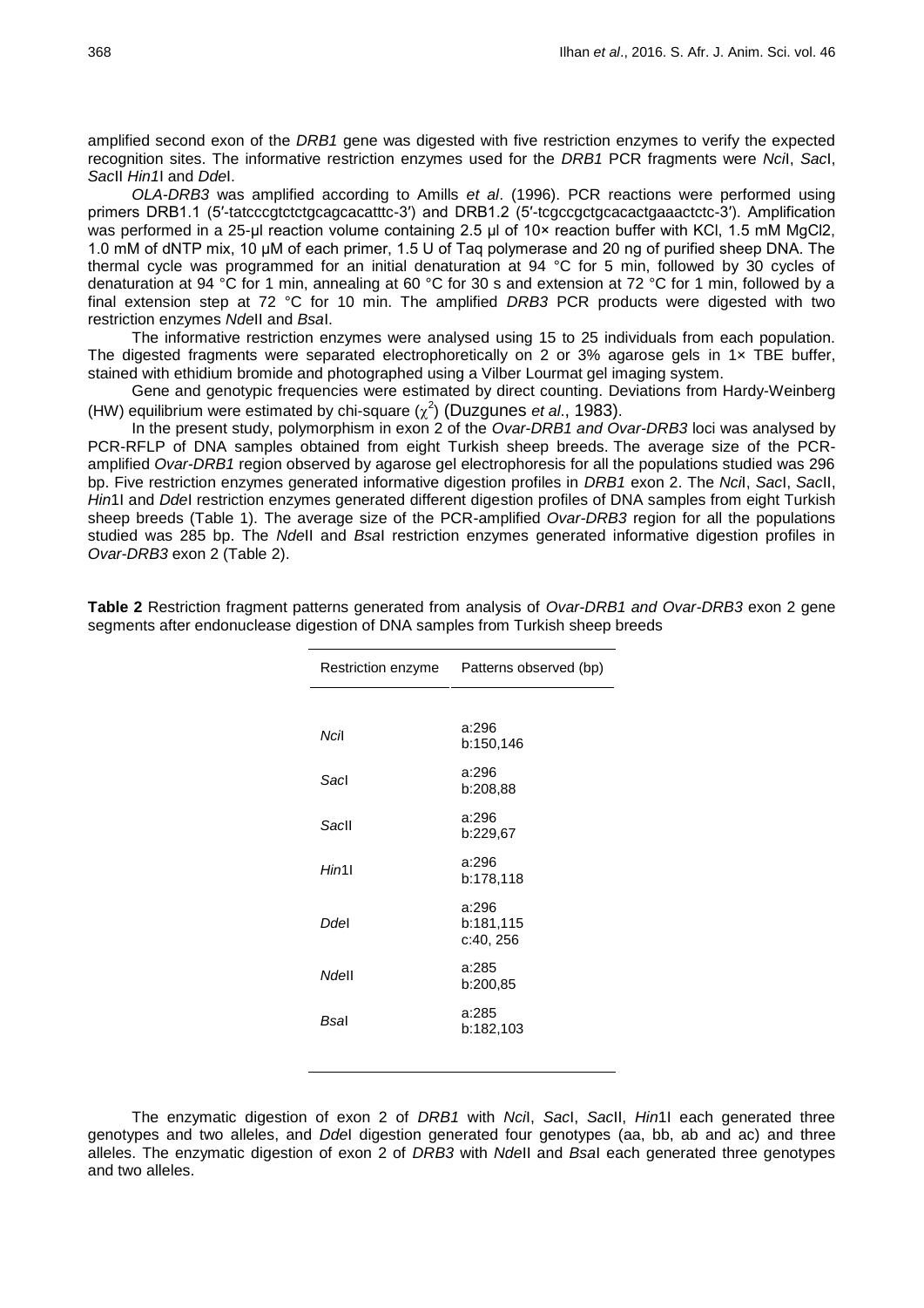amplified second exon of the *DRB1* gene was digested with five restriction enzymes to verify the expected recognition sites. The informative restriction enzymes used for the *DRB1* PCR fragments were *Nci*I, *Sac*I, *Sac*II *Hin1*I and *Dde*I.

*OLA-DRB3* was amplified according to Amills *et al*. (1996). PCR reactions were performed using primers DRB1.1 (5′-tatcccgtctctgcagcacatttc-3′) and DRB1.2 (5′-tcgccgctgcacactgaaactctc-3′). Amplification was performed in a 25-µl reaction volume containing 2.5 µl of 10× reaction buffer with KCl, 1.5 mM $MgCl_2$, 1.0 mM of dNTP mix, 10 µM of each primer, 1.5 U of Taq polymerase and 20 ng of purified sheep DNA. The thermal cycle was programmed for an initial denaturation at 94 °C for 5 min, followed by 30 cycles of denaturation at 94 °C for 1 min, annealing at 60 °C for 30 s and extension at 72 °C for 1 min, followed by a final extension step at 72 °C for 10 min. The amplified *DRB3* PCR products were digested with two restriction enzymes *Nde*II and *Bsa*I.

The informative restriction enzymes were analysed using 15 to 25 individuals from each population. The digested fragments were separated electrophoretically on 2 or 3% agarose gels in 1× TBE buffer, stained with ethidium bromide and photographed using a Vilber Lourmat gel imaging system.

Gene and genotypic frequencies were estimated by direct counting. Deviations from Hardy-Weinberg (HW) equilibrium were estimated by chi-square ($\chi^2$) (Duzgunes *et al*., 1983).

In the present study, polymorphism in exon 2 of the *Ovar-DRB1 and Ovar-DRB3* loci was analysed by PCR-RFLP of DNA samples obtained from eight Turkish sheep breeds. The average size of the PCR-amplified *Ovar-DRB1* region observed by agarose gel electrophoresis for all the populations studied was 296 bp. Five restriction enzymes generated informative digestion profiles in *DRB1* exon 2. The *Nci*I, *Sac*I, *Sac*II, *Hin*1I and *Dde*I restriction enzymes generated different digestion profiles of DNA samples from eight Turkish sheep breeds (Table 1). The average size of the PCR-amplified *Ovar-DRB3* region for all the populations studied was 285 bp. The *Nde*II and *Bsa*I restriction enzymes generated informative digestion profiles in *Ovar-DRB3* exon 2 (Table 2).

**Table 2** Restriction fragment patterns generated from analysis of *Ovar-DRB1 and Ovar-DRB3* exon 2 gene segments after endonuclease digestion of DNA samples from Turkish sheep breeds

| Restriction enzyme | Patterns observed (bp) |
|---|---|
| *Nci*I | a:296<br>b:150,146 |
| *Sac*I | a:296<br>b:208,88 |
| *Sac*II | a:296<br>b:229,67 |
| *Hin*1I | a:296<br>b:178,118 |
| *Dde*I | a:296<br>b:181,115<br>c:40, 256 |
| *Nde*II | a:285<br>b:200,85 |
| *Bsa*I | a:285<br>b:182,103 |

The enzymatic digestion of exon 2 of *DRB1* with *Nci*I, *Sac*I, *Sac*II, *Hin*1I each generated three genotypes and two alleles, and *Dde*I digestion generated four genotypes (aa, bb, ab and ac) and three alleles. The enzymatic digestion of exon 2 of *DRB3* with *Nde*II and *Bsa*I each generated three genotypes and two alleles.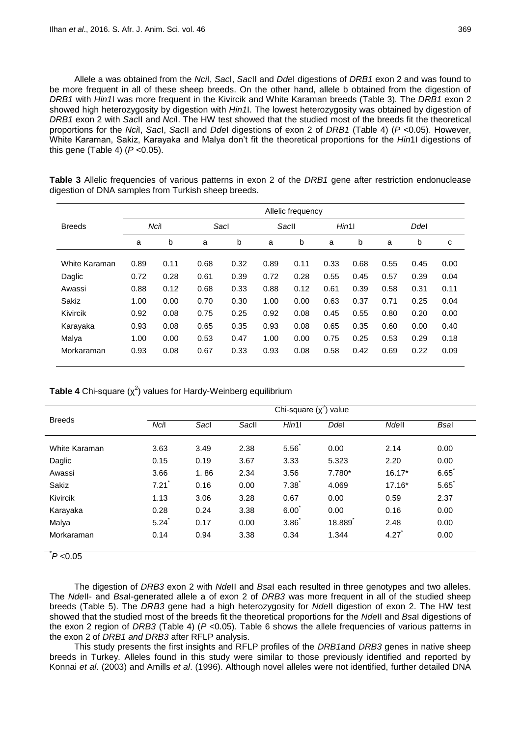Allele a was obtained from the *Nci*I, *Sac*I, *Sac*II and *Dde*I digestions of *DRB1* exon 2 and was found to be more frequent in all of these sheep breeds. On the other hand, allele b obtained from the digestion of *DRB1* with *Hin1*I was more frequent in the Kivircik and White Karaman breeds (Table 3). The *DRB1* exon 2 showed high heterozygosity by digestion with *Hin1*I. The lowest heterozygosity was obtained by digestion of *DRB1* exon 2 with *Sac*II and *Nci*I. The HW test showed that the studied most of the breeds fit the theoretical proportions for the *Nci*I, *Sac*I, *Sac*II and *Dde*I digestions of exon 2 of *DRB1* (Table 4) ($P$ <0.05). However, White Karaman, Sakiz, Karayaka and Malya don't fit the theoretical proportions for the *Hin*1I digestions of this gene (Table 4) ($P$ <0.05).

**Table 3** Allelic frequencies of various patterns in exon 2 of the *DRB1* gene after restriction endonuclease digestion of DNA samples from Turkish sheep breeds.

| Breeds | Allelic frequency | | | | | | | | | | |
|---|---|---|---|---|---|---|---|---|---|---|---|
| | *Nci*I | | *Sac*I | | *Sac*II | | *Hin*1I | | *Dde*I | | |
| | a | b | a | b | a | b | a | b | a | b | c |
| White Karaman | 0.89 | 0.11 | 0.68 | 0.32 | 0.89 | 0.11 | 0.33 | 0.68 | 0.55 | 0.45 | 0.00 |
| Daglic | 0.72 | 0.28 | 0.61 | 0.39 | 0.72 | 0.28 | 0.55 | 0.45 | 0.57 | 0.39 | 0.04 |
| Awassi | 0.88 | 0.12 | 0.68 | 0.33 | 0.88 | 0.12 | 0.61 | 0.39 | 0.58 | 0.31 | 0.11 |
| Sakiz | 1.00 | 0.00 | 0.70 | 0.30 | 1.00 | 0.00 | 0.63 | 0.37 | 0.71 | 0.25 | 0.04 |
| Kivircik | 0.92 | 0.08 | 0.75 | 0.25 | 0.92 | 0.08 | 0.45 | 0.55 | 0.80 | 0.20 | 0.00 |
| Karayaka | 0.93 | 0.08 | 0.65 | 0.35 | 0.93 | 0.08 | 0.65 | 0.35 | 0.60 | 0.00 | 0.40 |
| Malya | 1.00 | 0.00 | 0.53 | 0.47 | 1.00 | 0.00 | 0.75 | 0.25 | 0.53 | 0.29 | 0.18 |
| Morkaraman | 0.93 | 0.08 | 0.67 | 0.33 | 0.93 | 0.08 | 0.58 | 0.42 | 0.69 | 0.22 | 0.09 |

**Table 4** Chi-square ($\chi^2$) values for Hardy-Weinberg equilibrium

| Breeds | Chi-square ($\chi^2$) value | | | | | | |
|---|---|---|---|---|---|---|---|
| | *Nci*I | *Sac*I | *Sac*II | *Hin*1I | *Dde*I | *Nde*II | *Bsa*I |
| White Karaman | 3.63 | 3.49 | 2.38 | 5.56* | 0.00 | 2.14 | 0.00 |
| Daglic | 0.15 | 0.19 | 3.67 | 3.33 | 5.323 | 2.20 | 0.00 |
| Awassi | 3.66 | 1. 86 | 2.34 | 3.56 | 7.780* | 16.17* | 6.65* |
| Sakiz | 7.21* | 0.16 | 0.00 | 7.38* | 4.069 | 17.16* | 5.65* |
| Kivircik | 1.13 | 3.06 | 3.28 | 0.67 | 0.00 | 0.59 | 2.37 |
| Karayaka | 0.28 | 0.24 | 3.38 | 6.00* | 0.00 | 0.16 | 0.00 |
| Malya | 5.24* | 0.17 | 0.00 | 3.86* | 18.889* | 2.48 | 0.00 |
| Morkaraman | 0.14 | 0.94 | 3.38 | 0.34 | 1.344 | 4.27* | 0.00 |

*$P$ <0.05

The digestion of *DRB3* exon 2 with *Nde*II and *Bsa*I each resulted in three genotypes and two alleles. The *Nde*II- and *Bsa*I-generated allele a of exon 2 of *DRB3* was more frequent in all of the studied sheep breeds (Table 5). The *DRB3* gene had a high heterozygosity for *Nde*II digestion of exon 2. The HW test showed that the studied most of the breeds fit the theoretical proportions for the *Nde*II and *Bsa*I digestions of the exon 2 region of *DRB3* (Table 4) ($P$ <0.05). Table 6 shows the allele frequencies of various patterns in the exon 2 of *DRB1 and DRB3* after RFLP analysis.

This study presents the first insights and RFLP profiles of the *DRB1*and *DRB3* genes in native sheep breeds in Turkey. Alleles found in this study were similar to those previously identified and reported by Konnai *et al*. (2003) and Amills *et al*. (1996). Although novel alleles were not identified, further detailed DNA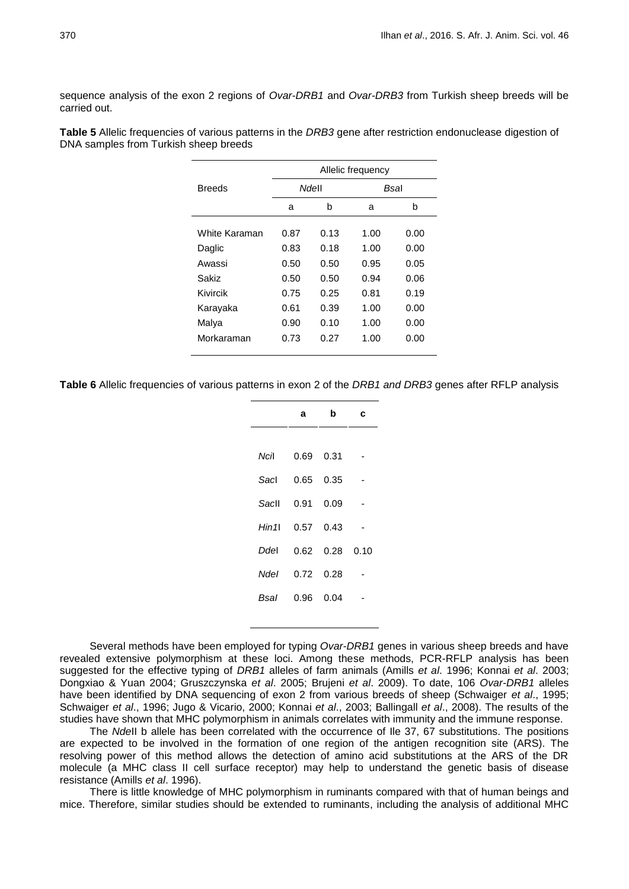sequence analysis of the exon 2 regions of *Ovar-DRB1* and *Ovar-DRB3* from Turkish sheep breeds will be carried out.

**Table 5** Allelic frequencies of various patterns in the *DRB3* gene after restriction endonuclease digestion of DNA samples from Turkish sheep breeds

| Breeds | Allelic frequency | | | |
|---|---|---|---|---|
| | *Nde*II | | *Bsa*I | |
| | a | b | a | b |
| White Karaman | 0.87 | 0.13 | 1.00 | 0.00 |
| Daglic | 0.83 | 0.18 | 1.00 | 0.00 |
| Awassi | 0.50 | 0.50 | 0.95 | 0.05 |
| Sakiz | 0.50 | 0.50 | 0.94 | 0.06 |
| Kivircik | 0.75 | 0.25 | 0.81 | 0.19 |
| Karayaka | 0.61 | 0.39 | 1.00 | 0.00 |
| Malya | 0.90 | 0.10 | 1.00 | 0.00 |
| Morkaraman | 0.73 | 0.27 | 1.00 | 0.00 |

**Table 6** Allelic frequencies of various patterns in exon 2 of the *DRB1 and DRB3* genes after RFLP analysis

| | a | b | c |
|---|---|---|---|
| *Nci*I | 0.69 | 0.31 | - |
| *Sac*I | 0.65 | 0.35 | - |
| *Sac*II | 0.91 | 0.09 | - |
| *Hin1*I | 0.57 | 0.43 | - |
| *Dde*I | 0.62 | 0.28 | 0.10 |
| *NdeI* | 0.72 | 0.28 | - |
| *BsaI* | 0.96 | 0.04 | - |

Several methods have been employed for typing *Ovar-DRB1* genes in various sheep breeds and have revealed extensive polymorphism at these loci. Among these methods, PCR-RFLP analysis has been suggested for the effective typing of *DRB1* alleles of farm animals (Amills *et al*. 1996; Konnai *et al*. 2003; Dongxiao & Yuan 2004; Gruszczynska *et al*. 2005; Brujeni *et al*. 2009). To date, 106 *Ovar-DRB1* alleles have been identified by DNA sequencing of exon 2 from various breeds of sheep (Schwaiger *et al*., 1995; Schwaiger *et al*., 1996; Jugo & Vicario, 2000; Konnai *et al*., 2003; Ballingall *et al*., 2008). The results of the studies have shown that MHC polymorphism in animals correlates with immunity and the immune response.

The *Nde*II b allele has been correlated with the occurrence of Ile 37, 67 substitutions. The positions are expected to be involved in the formation of one region of the antigen recognition site (ARS). The resolving power of this method allows the detection of amino acid substitutions at the ARS of the DR molecule (a MHC class II cell surface receptor) may help to understand the genetic basis of disease resistance (Amills *et al*. 1996).

There is little knowledge of MHC polymorphism in ruminants compared with that of human beings and mice. Therefore, similar studies should be extended to ruminants, including the analysis of additional MHC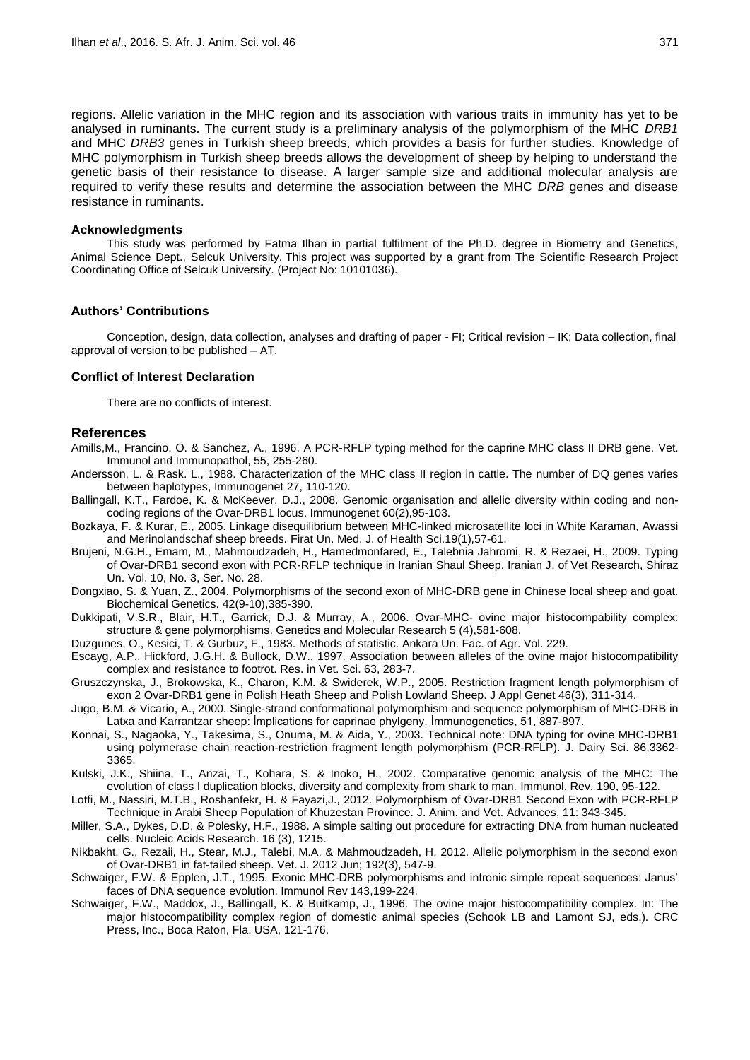regions. Allelic variation in the MHC region and its association with various traits in immunity has yet to be analysed in ruminants. The current study is a preliminary analysis of the polymorphism of the MHC *DRB1* and MHC *DRB3* genes in Turkish sheep breeds, which provides a basis for further studies. Knowledge of MHC polymorphism in Turkish sheep breeds allows the development of sheep by helping to understand the genetic basis of their resistance to disease. A larger sample size and additional molecular analysis are required to verify these results and determine the association between the MHC *DRB* genes and disease resistance in ruminants.

### Acknowledgments

This study was performed by Fatma Ilhan in partial fulfilment of the Ph.D. degree in Biometry and Genetics, Animal Science Dept., Selcuk University. This project was supported by a grant from The Scientific Research Project Coordinating Office of Selcuk University. (Project No: 10101036).

### Authors' Contributions

Conception, design, data collection, analyses and drafting of paper - FI; Critical revision – IK; Data collection, final approval of version to be published – AT.

### Conflict of Interest Declaration

There are no conflicts of interest.

## References

Amills,M., Francino, O. & Sanchez, A., 1996. A PCR-RFLP typing method for the caprine MHC class II DRB gene. Vet. Immunol and Immunopathol, 55, 255-260.

Andersson, L. & Rask. L., 1988. Characterization of the MHC class II region in cattle. The number of DQ genes varies between haplotypes, Immunogenet 27, 110-120.

Ballingall, K.T., Fardoe, K. & McKeever, D.J., 2008. Genomic organisation and allelic diversity within coding and non-coding regions of the Ovar-DRB1 locus. Immunogenet 60(2),95-103.

Bozkaya, F. & Kurar, E., 2005. Linkage disequilibrium between MHC-linked microsatellite loci in White Karaman, Awassi and Merinolandschaf sheep breeds. Firat Un. Med. J. of Health Sci.19(1),57-61.

Brujeni, N.G.H., Emam, M., Mahmoudzadeh, H., Hamedmonfared, E., Talebnia Jahromi, R. & Rezaei, H., 2009. Typing of Ovar-DRB1 second exon with PCR-RFLP technique in Iranian Shaul Sheep. Iranian J. of Vet Research, Shiraz Un. Vol. 10, No. 3, Ser. No. 28.

Dongxiao, S. & Yuan, Z., 2004. Polymorphisms of the second exon of MHC-DRB gene in Chinese local sheep and goat. Biochemical Genetics. 42(9-10),385-390.

Dukkipati, V.S.R., Blair, H.T., Garrick, D.J. & Murray, A., 2006. Ovar-MHC- ovine major histocompability complex: structure & gene polymorphisms. Genetics and Molecular Research 5 (4),581-608.

Duzgunes, O., Kesici, T. & Gurbuz, F., 1983. Methods of statistic. Ankara Un. Fac. of Agr. Vol. 229.

Escayg, A.P., Hickford, J.G.H. & Bullock, D.W., 1997. Association between alleles of the ovine major histocompatibility complex and resistance to footrot. Res. in Vet. Sci. 63, 283-7.

Gruszczynska, J., Brokowska, K., Charon, K.M. & Swiderek, W.P., 2005. Restriction fragment length polymorphism of exon 2 Ovar-DRB1 gene in Polish Heath Sheep and Polish Lowland Sheep. J Appl Genet 46(3), 311-314.

Jugo, B.M. & Vicario, A., 2000. Single-strand conformational polymorphism and sequence polymorphism of MHC-DRB in Latxa and Karrantzar sheep: İmplications for caprinae phylgeny. İmmunogenetics, 51, 887-897.

Konnai, S., Nagaoka, Y., Takesima, S., Onuma, M. & Aida, Y., 2003. Technical note: DNA typing for ovine MHC-DRB1 using polymerase chain reaction-restriction fragment length polymorphism (PCR-RFLP). J. Dairy Sci. 86,3362-3365.

Kulski, J.K., Shiina, T., Anzai, T., Kohara, S. & Inoko, H., 2002. Comparative genomic analysis of the MHC: The evolution of class I duplication blocks, diversity and complexity from shark to man. Immunol. Rev. 190, 95-122.

Lotfi, M., Nassiri, M.T.B., Roshanfekr, H. & Fayazi,J., 2012. Polymorphism of Ovar-DRB1 Second Exon with PCR-RFLP Technique in Arabi Sheep Population of Khuzestan Province. J. Anim. and Vet. Advances, 11: 343-345.

Miller, S.A., Dykes, D.D. & Polesky, H.F., 1988. A simple salting out procedure for extracting DNA from human nucleated cells. Nucleic Acids Research. 16 (3), 1215.

Nikbakht, G., Rezaii, H., Stear, M.J., Talebi, M.A. & Mahmoudzadeh, H. 2012. Allelic polymorphism in the second exon of Ovar-DRB1 in fat-tailed sheep. Vet. J. 2012 Jun; 192(3), 547-9.

Schwaiger, F.W. & Epplen, J.T., 1995. Exonic MHC-DRB polymorphisms and intronic simple repeat sequences: Janus' faces of DNA sequence evolution. Immunol Rev 143,199-224.

Schwaiger, F.W., Maddox, J., Ballingall, K. & Buitkamp, J., 1996. The ovine major histocompatibility complex. In: The major histocompatibility complex region of domestic animal species (Schook LB and Lamont SJ, eds.). CRC Press, Inc., Boca Raton, Fla, USA, 121-176.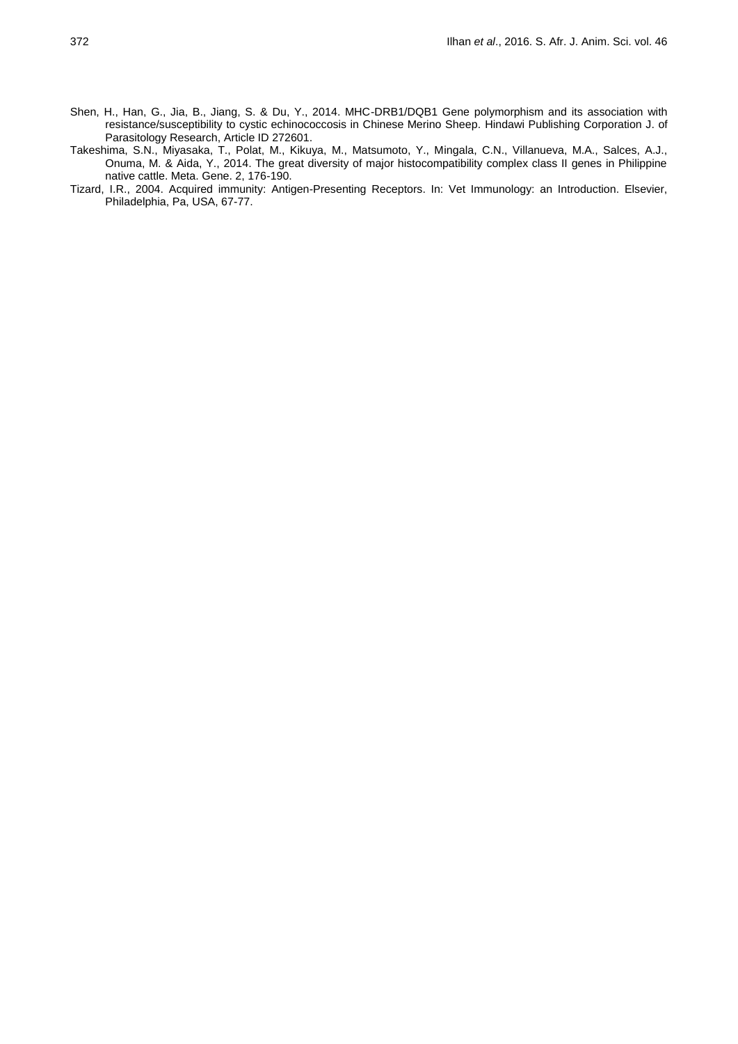Shen, H., Han, G., Jia, B., Jiang, S. & Du, Y., 2014. MHC-DRB1/DQB1 Gene polymorphism and its association with resistance/susceptibility to cystic echinococcosis in Chinese Merino Sheep. Hindawi Publishing Corporation J. of Parasitology Research, Article ID 272601.

Takeshima, S.N., Miyasaka, T., Polat, M., Kikuya, M., Matsumoto, Y., Mingala, C.N., Villanueva, M.A., Salces, A.J., Onuma, M. & Aida, Y., 2014. The great diversity of major histocompatibility complex class II genes in Philippine native cattle. Meta. Gene. 2, 176-190.

Tizard, I.R., 2004. Acquired immunity: Antigen-Presenting Receptors. In: Vet Immunology: an Introduction. Elsevier, Philadelphia, Pa, USA, 67-77.